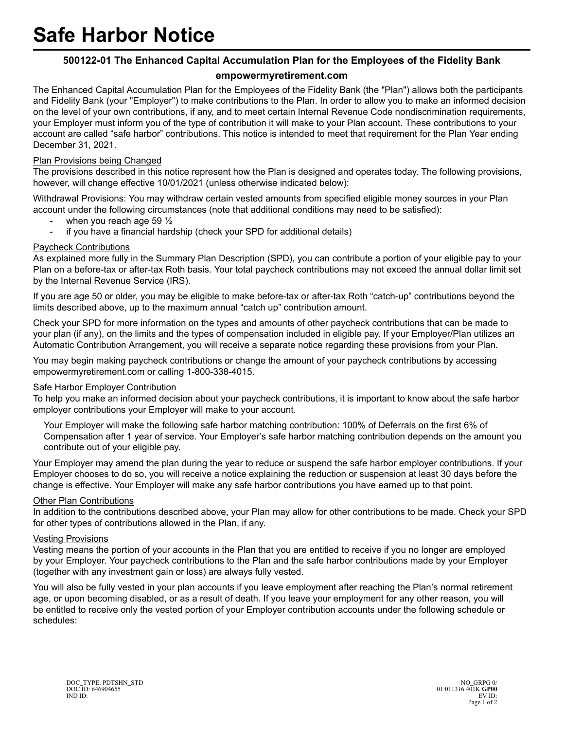# Safe Harbor Notice

**500122-01 The Enhanced Capital Accumulation Plan for the Employees of the Fidelity Bank**

**empowermyretirement.com**

The Enhanced Capital Accumulation Plan for the Employees of the Fidelity Bank (the "Plan") allows both the participants and Fidelity Bank (your "Employer") to make contributions to the Plan. In order to allow you to make an informed decision on the level of your own contributions, if any, and to meet certain Internal Revenue Code nondiscrimination requirements, your Employer must inform you of the type of contribution it will make to your Plan account. These contributions to your account are called "safe harbor" contributions. This notice is intended to meet that requirement for the Plan Year ending December 31, 2021.

Plan Provisions being Changed

The provisions described in this notice represent how the Plan is designed and operates today. The following provisions, however, will change effective 10/01/2021 (unless otherwise indicated below):

Withdrawal Provisions: You may withdraw certain vested amounts from specified eligible money sources in your Plan account under the following circumstances (note that additional conditions may need to be satisfied):

- when you reach age 59 ½
- if you have a financial hardship (check your SPD for additional details)

Paycheck Contributions

As explained more fully in the Summary Plan Description (SPD), you can contribute a portion of your eligible pay to your Plan on a before-tax or after-tax Roth basis. Your total paycheck contributions may not exceed the annual dollar limit set by the Internal Revenue Service (IRS).

If you are age 50 or older, you may be eligible to make before-tax or after-tax Roth "catch-up" contributions beyond the limits described above, up to the maximum annual "catch up" contribution amount.

Check your SPD for more information on the types and amounts of other paycheck contributions that can be made to your plan (if any), on the limits and the types of compensation included in eligible pay. If your Employer/Plan utilizes an Automatic Contribution Arrangement, you will receive a separate notice regarding these provisions from your Plan.

You may begin making paycheck contributions or change the amount of your paycheck contributions by accessing empowermyretirement.com or calling 1-800-338-4015.

Safe Harbor Employer Contribution

To help you make an informed decision about your paycheck contributions, it is important to know about the safe harbor employer contributions your Employer will make to your account.

Your Employer will make the following safe harbor matching contribution: 100% of Deferrals on the first 6% of Compensation after 1 year of service. Your Employer's safe harbor matching contribution depends on the amount you contribute out of your eligible pay.

Your Employer may amend the plan during the year to reduce or suspend the safe harbor employer contributions. If your Employer chooses to do so, you will receive a notice explaining the reduction or suspension at least 30 days before the change is effective. Your Employer will make any safe harbor contributions you have earned up to that point.

Other Plan Contributions

In addition to the contributions described above, your Plan may allow for other contributions to be made. Check your SPD for other types of contributions allowed in the Plan, if any.

Vesting Provisions

Vesting means the portion of your accounts in the Plan that you are entitled to receive if you no longer are employed by your Employer. Your paycheck contributions to the Plan and the safe harbor contributions made by your Employer (together with any investment gain or loss) are always fully vested.

You will also be fully vested in your plan accounts if you leave employment after reaching the Plan's normal retirement age, or upon becoming disabled, or as a result of death. If you leave your employment for any other reason, you will be entitled to receive only the vested portion of your Employer contribution accounts under the following schedule or schedules:

DOC_TYPE: PDTSHN_STD
DOC ID: 646904655
IND ID:

NO_GRPG 0/
01:011316 401K **GP00**
EV ID: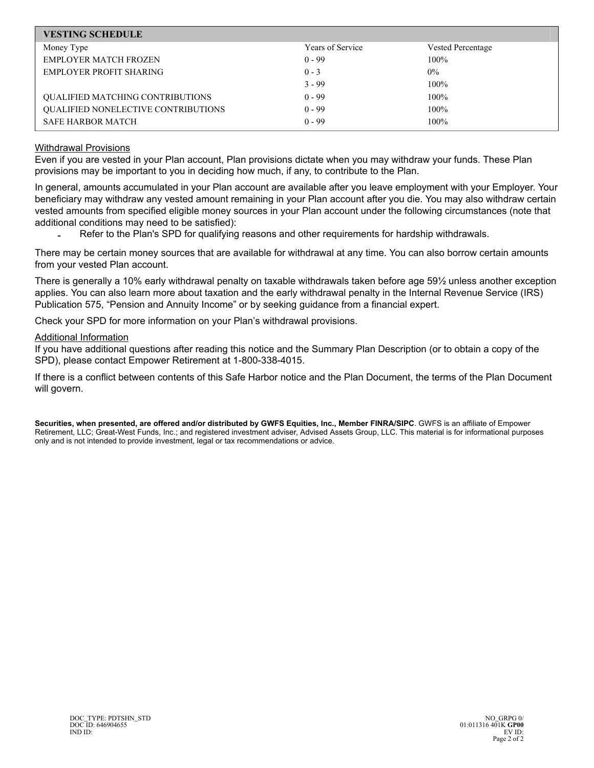| VESTING SCHEDULE | | |
| --- | --- | --- |
| Money Type | Years of Service | Vested Percentage |
| EMPLOYER MATCH FROZEN | 0 - 99 | 100% |
| EMPLOYER PROFIT SHARING | 0 - 3 | 0% |
| | 3 - 99 | 100% |
| QUALIFIED MATCHING CONTRIBUTIONS | 0 - 99 | 100% |
| QUALIFIED NONELECTIVE CONTRIBUTIONS | 0 - 99 | 100% |
| SAFE HARBOR MATCH | 0 - 99 | 100% |

<u>Withdrawal Provisions</u>

Even if you are vested in your Plan account, Plan provisions dictate when you may withdraw your funds. These Plan provisions may be important to you in deciding how much, if any, to contribute to the Plan.

In general, amounts accumulated in your Plan account are available after you leave employment with your Employer. Your beneficiary may withdraw any vested amount remaining in your Plan account after you die. You may also withdraw certain vested amounts from specified eligible money sources in your Plan account under the following circumstances (note that additional conditions may need to be satisfied):

- Refer to the Plan's SPD for qualifying reasons and other requirements for hardship withdrawals.

There may be certain money sources that are available for withdrawal at any time. You can also borrow certain amounts from your vested Plan account.

There is generally a 10% early withdrawal penalty on taxable withdrawals taken before age 59½ unless another exception applies. You can also learn more about taxation and the early withdrawal penalty in the Internal Revenue Service (IRS) Publication 575, “Pension and Annuity Income” or by seeking guidance from a financial expert.

Check your SPD for more information on your Plan’s withdrawal provisions.

<u>Additional Information</u>

If you have additional questions after reading this notice and the Summary Plan Description (or to obtain a copy of the SPD), please contact Empower Retirement at 1-800-338-4015.

If there is a conflict between contents of this Safe Harbor notice and the Plan Document, the terms of the Plan Document will govern.

**Securities, when presented, are offered and/or distributed by GWFS Equities, Inc., Member FINRA/SIPC**. GWFS is an affiliate of Empower Retirement, LLC; Great-West Funds, Inc.; and registered investment adviser, Advised Assets Group, LLC. This material is for informational purposes only and is not intended to provide investment, legal or tax recommendations or advice.

DOC_TYPE: PDTSHN_STD
DOC ID: 646904655
IND ID:

NO_GRPG 0/
01:011316 401K **GP00**
EV ID: